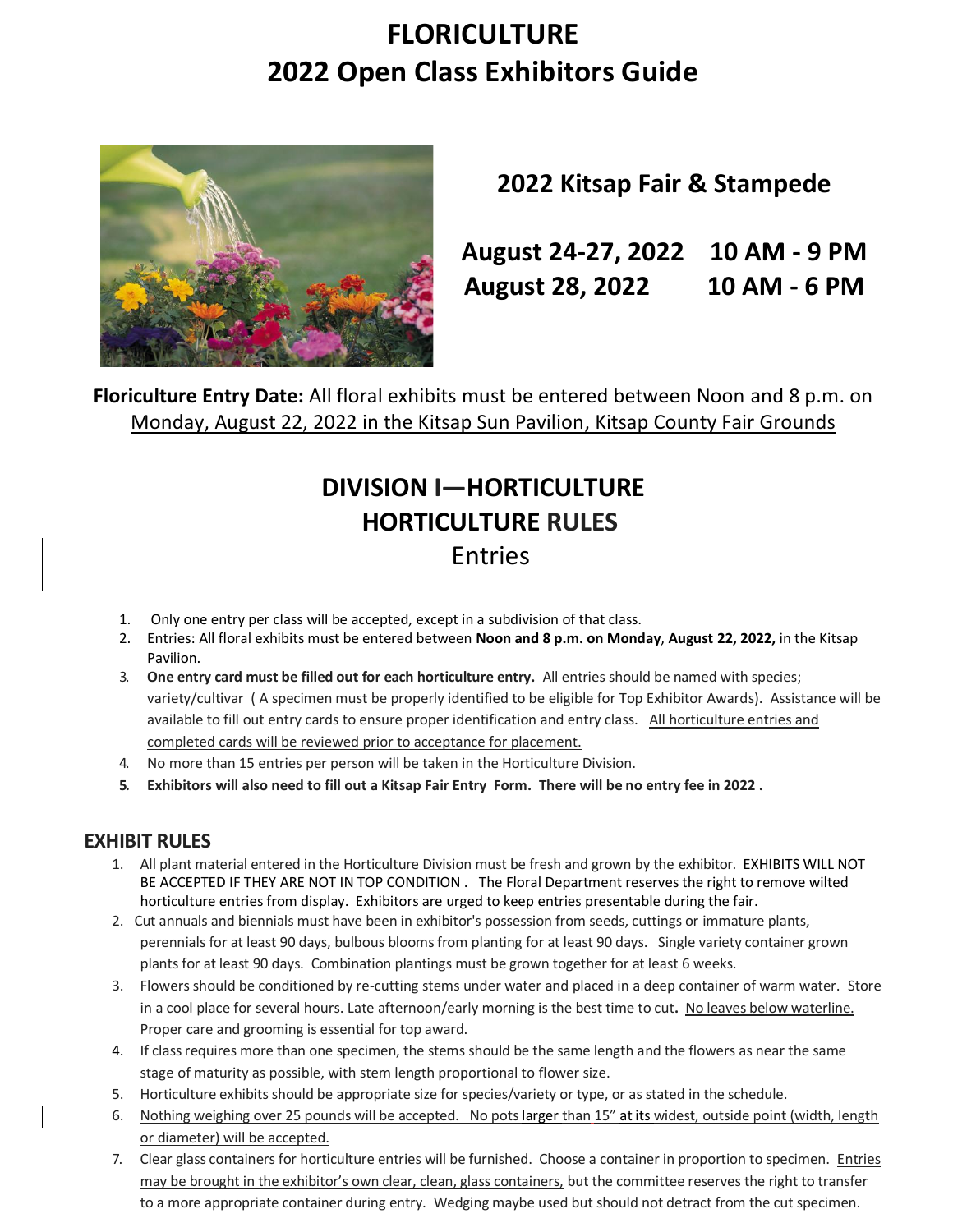# FLORICULTURE
# 2022 Open Class Exhibitors Guide

## 2022 Kitsap Fair & Stampede

**August 24-27, 2022 10 AM - 9 PM**
**August 28, 2022 10 AM - 6 PM**

**Floriculture Entry Date:** All floral exhibits must be entered between Noon and 8 p.m. on Monday, August 22, 2022 in the Kitsap Sun Pavilion, Kitsap County Fair Grounds

## DIVISION I—HORTICULTURE
## HORTICULTURE RULES
### Entries

1. Only one entry per class will be accepted, except in a subdivision of that class.
2. Entries: All floral exhibits must be entered between **Noon and 8 p.m. on Monday**, **August 22, 2022,** in the Kitsap Pavilion.
3. **One entry card must be filled out for each horticulture entry.** All entries should be named with species; variety/cultivar ( A specimen must be properly identified to be eligible for Top Exhibitor Awards). Assistance will be available to fill out entry cards to ensure proper identification and entry class. All horticulture entries and completed cards will be reviewed prior to acceptance for placement.
4. No more than 15 entries per person will be taken in the Horticulture Division.
5. **Exhibitors will also need to fill out a Kitsap Fair Entry Form. There will be no entry fee in 2022 .**

## EXHIBIT RULES

1. All plant material entered in the Horticulture Division must be fresh and grown by the exhibitor. EXHIBITS WILL NOT BE ACCEPTED IF THEY ARE NOT IN TOP CONDITION . The Floral Department reserves the right to remove wilted horticulture entries from display. Exhibitors are urged to keep entries presentable during the fair.
2. Cut annuals and biennials must have been in exhibitor's possession from seeds, cuttings or immature plants, perennials for at least 90 days, bulbous blooms from planting for at least 90 days. Single variety container grown plants for at least 90 days. Combination plantings must be grown together for at least 6 weeks.
3. Flowers should be conditioned by re-cutting stems under water and placed in a deep container of warm water. Store in a cool place for several hours. Late afternoon/early morning is the best time to cut**.** No leaves below waterline. Proper care and grooming is essential for top award.
4. If class requires more than one specimen, the stems should be the same length and the flowers as near the same stage of maturity as possible, with stem length proportional to flower size.
5. Horticulture exhibits should be appropriate size for species/variety or type, or as stated in the schedule.
6. Nothing weighing over 25 pounds will be accepted. No pots larger than 15" at its widest, outside point (width, length or diameter) will be accepted.
7. Clear glass containers for horticulture entries will be furnished. Choose a container in proportion to specimen. Entries may be brought in the exhibitor's own clear, clean, glass containers, but the committee reserves the right to transfer to a more appropriate container during entry. Wedging maybe used but should not detract from the cut specimen.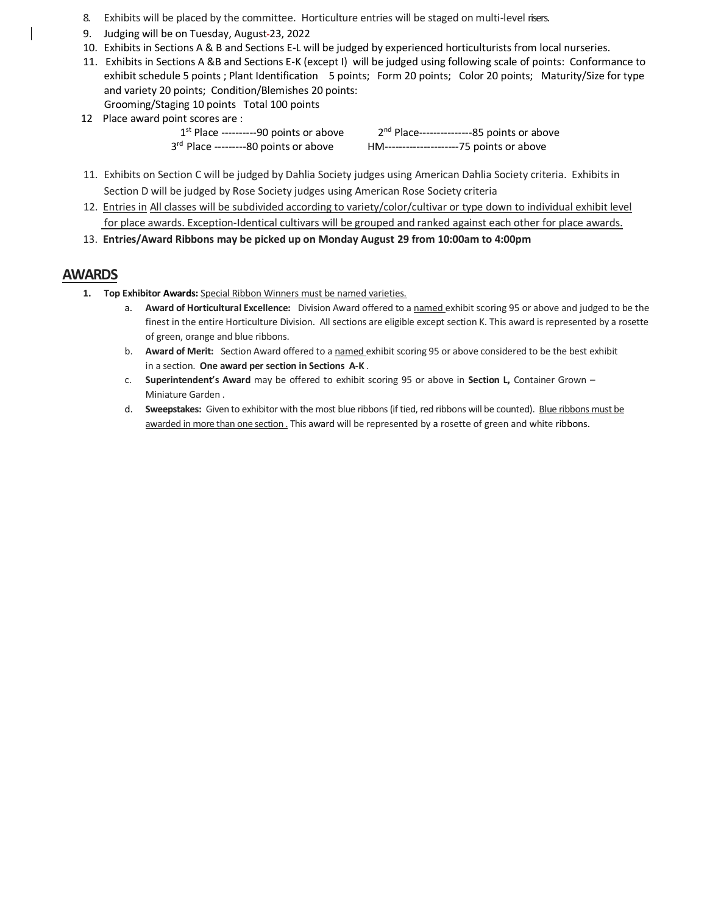8. Exhibits will be placed by the committee. Horticulture entries will be staged on multi-level risers.
9. Judging will be on Tuesday, August-23, 2022
10. Exhibits in Sections A & B and Sections E-L will be judged by experienced horticulturists from local nurseries.
11. Exhibits in Sections A &B and Sections E-K (except I) will be judged using following scale of points: Conformance to exhibit schedule 5 points ; Plant Identification 5 points; Form 20 points; Color 20 points; Maturity/Size for type and variety 20 points; Condition/Blemishes 20 points: Grooming/Staging 10 points Total 100 points

12 Place award point scores are :

1st Place ----------90 points or above 2nd Place---------------85 points or above
3rd Place ---------80 points or above HM---------------------75 points or above

11. Exhibits on Section C will be judged by Dahlia Society judges using American Dahlia Society criteria. Exhibits in Section D will be judged by Rose Society judges using American Rose Society criteria
12. Entries in All classes will be subdivided according to variety/color/cultivar or type down to individual exhibit level for place awards. Exception-Identical cultivars will be grouped and ranked against each other for place awards.
13. **Entries/Award Ribbons may be picked up on Monday August 29 from 10:00am to 4:00pm**

## AWARDS

1. **Top Exhibitor Awards:** Special Ribbon Winners must be named varieties.
   a. **Award of Horticultural Excellence:** Division Award offered to a named exhibit scoring 95 or above and judged to be the finest in the entire Horticulture Division. All sections are eligible except section K. This award is represented by a rosette of green, orange and blue ribbons.
   b. **Award of Merit:** Section Award offered to a named exhibit scoring 95 or above considered to be the best exhibit in a section. **One award per section in Sections A-K** .
   c. **Superintendent's Award** may be offered to exhibit scoring 95 or above in **Section L,** Container Grown – Miniature Garden .
   d. **Sweepstakes:** Given to exhibitor with the most blue ribbons (if tied, red ribbons will be counted). Blue ribbons must be awarded in more than one section . This award will be represented by a rosette of green and white ribbons.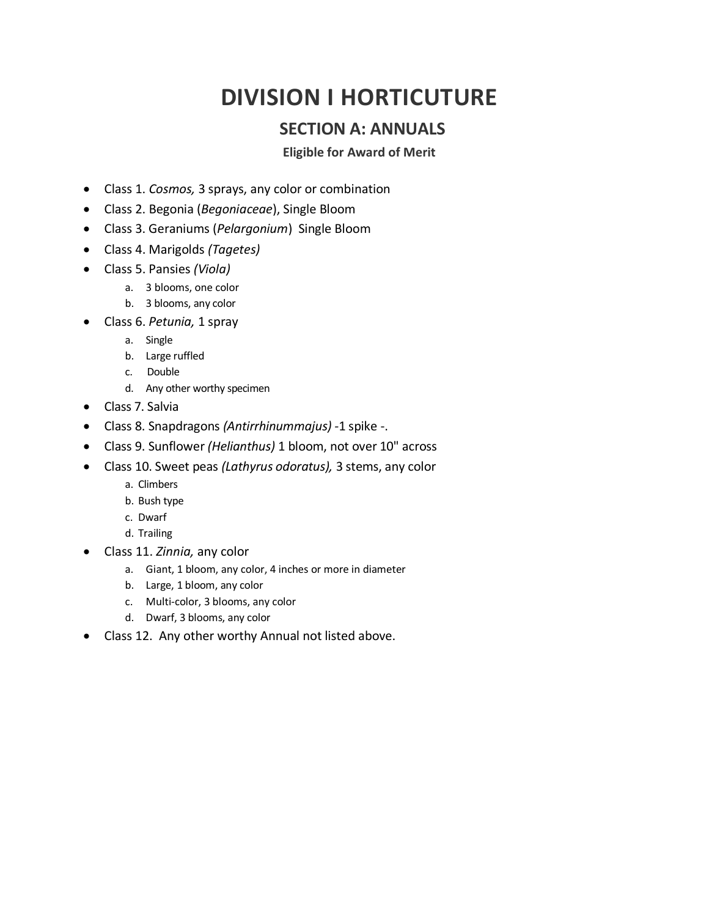# DIVISION I HORTICUTURE

## SECTION A: ANNUALS

**Eligible for Award of Merit**

- Class 1. *Cosmos,* 3 sprays, any color or combination
- Class 2. Begonia (*Begoniaceae*), Single Bloom
- Class 3. Geraniums (*Pelargonium*) Single Bloom
- Class 4. Marigolds *(Tagetes)*
- Class 5. Pansies *(Viola)*
    a. 3 blooms, one color
    b. 3 blooms, any color
- Class 6. *Petunia,* 1 spray
    a. Single
    b. Large ruffled
    c. Double
    d. Any other worthy specimen
- Class 7. Salvia
- Class 8. Snapdragons *(Antirrhinummajus)* -1 spike -.
- Class 9. Sunflower *(Helianthus)* 1 bloom, not over 10" across
- Class 10. Sweet peas *(Lathyrus odoratus),* 3 stems, any color
    a. Climbers
    b. Bush type
    c. Dwarf
    d. Trailing
- Class 11. *Zinnia,* any color
    a. Giant, 1 bloom, any color, 4 inches or more in diameter
    b. Large, 1 bloom, any color
    c. Multi-color, 3 blooms, any color
    d. Dwarf, 3 blooms, any color
- Class 12. Any other worthy Annual not listed above.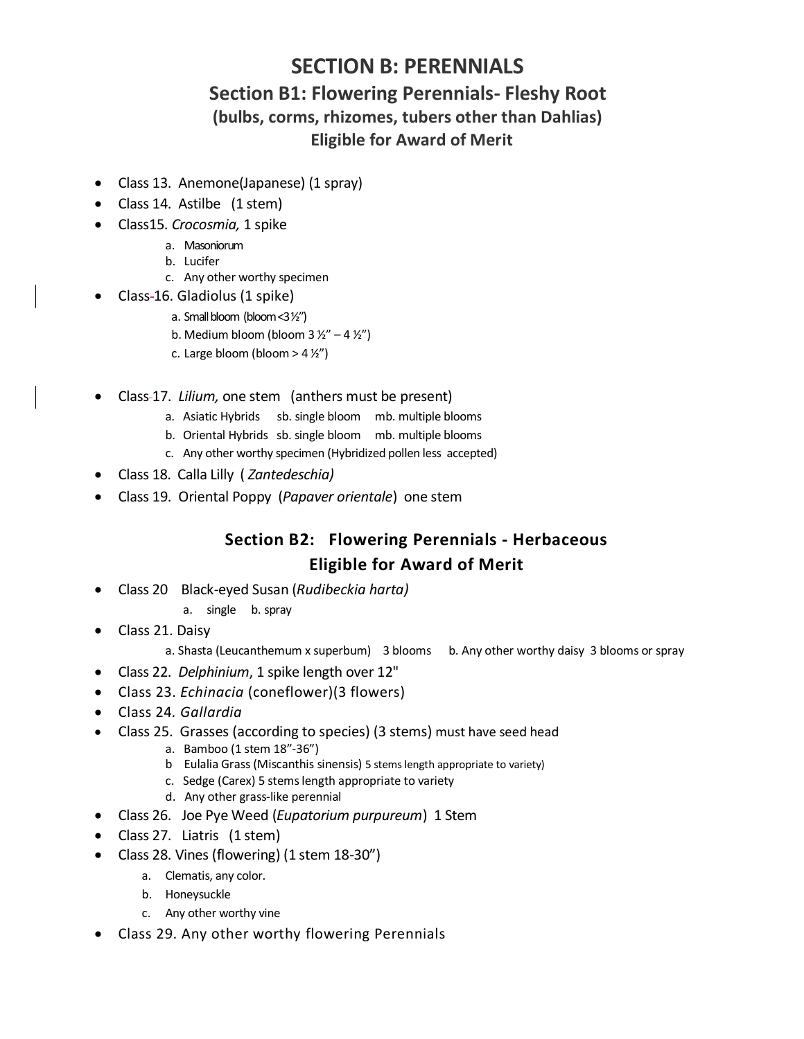# SECTION B: PERENNIALS

## Section B1: Flowering Perennials- Fleshy Root

### (bulbs, corms, rhizomes, tubers other than Dahlias)

### Eligible for Award of Merit

- Class 13. Anemone(Japanese) (1 spray)
- Class 14. Astilbe (1 stem)
- Class15. *Crocosmia,* 1 spike
  - a. Masoniorum
  - b. Lucifer
  - c. Any other worthy specimen
- Class-16. Gladiolus (1 spike)
  - a. Small bloom (bloom <3 ½")
  - b. Medium bloom (bloom 3 ½" – 4 ½")
  - c. Large bloom (bloom > 4 ½")
- Class-17. *Lilium,* one stem (anthers must be present)
  - a. Asiatic Hybrids sb. single bloom mb. multiple blooms
  - b. Oriental Hybrids sb. single bloom mb. multiple blooms
  - c. Any other worthy specimen (Hybridized pollen less accepted)
- Class 18. Calla Lilly ( *Zantedeschia)*
- Class 19. Oriental Poppy (*Papaver orientale*) one stem

## Section B2: Flowering Perennials - Herbaceous

### Eligible for Award of Merit

- Class 20 Black-eyed Susan (*Rudibeckia harta)*
  - a. single b. spray
- Class 21. Daisy
  - a. Shasta (Leucanthemum x superbum) 3 blooms b. Any other worthy daisy 3 blooms or spray
- Class 22. *Delphinium*, 1 spike length over 12"
- Class 23. *Echinacia* (coneflower)(3 flowers)
- Class 24. *Gallardia*
- Class 25. Grasses (according to species) (3 stems) must have seed head
  - a. Bamboo (1 stem 18"-36")
  - b Eulalia Grass (Miscanthis sinensis) 5 stems length appropriate to variety)
  - c. Sedge (Carex) 5 stems length appropriate to variety
  - d. Any other grass-like perennial
- Class 26. Joe Pye Weed (*Eupatorium purpureum*) 1 Stem
- Class 27. Liatris (1 stem)
- Class 28. Vines (flowering) (1 stem 18-30")
  - a. Clematis, any color.
  - b. Honeysuckle
  - c. Any other worthy vine
- Class 29. Any other worthy flowering Perennials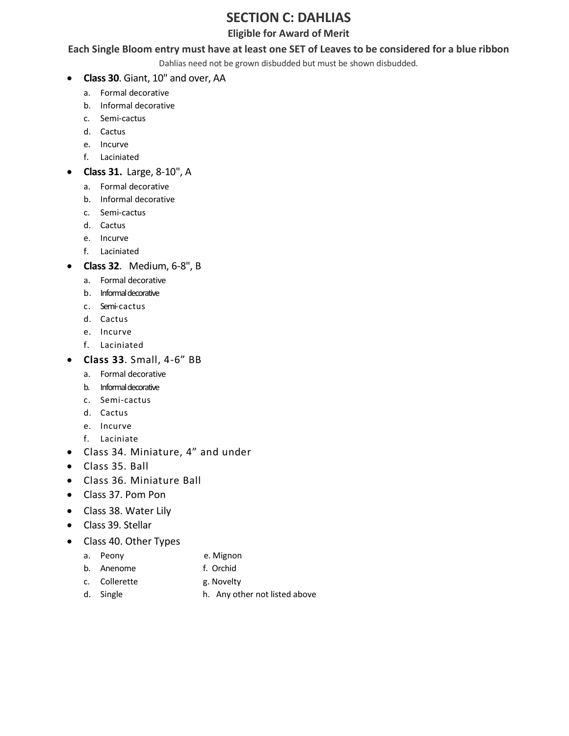# SECTION C: DAHLIAS

**Eligible for Award of Merit**

**Each Single Bloom entry must have at least one SET of Leaves to be considered for a blue ribbon**

Dahlias need not be grown disbudded but must be shown disbudded.

- **Class 30**. Giant, 10" and over, AA
  a. Formal decorative
  b. Informal decorative
  c. Semi-cactus
  d. Cactus
  e. Incurve
  f. Laciniated
- **Class 31.** Large, 8-10", A
  a. Formal decorative
  b. Informal decorative
  c. Semi-cactus
  d. Cactus
  e. Incurve
  f. Laciniated
- **Class 32**. Medium, 6-8", B
  a. Formal decorative
  b. Informal decorative
  c. Semi-cactus
  d. Cactus
  e. Incurve
  f. Laciniated
- **Class 33**. Small, 4-6" BB
  a. Formal decorative
  b. Informal decorative
  c. Semi-cactus
  d. Cactus
  e. Incurve
  f. Laciniate
- Class 34. Miniature, 4" and under
- Class 35. Ball
- Class 36. Miniature Ball
- Class 37. Pom Pon
- Class 38. Water Lily
- Class 39. Stellar
- Class 40. Other Types
  a. Peony
  b. Anenome
  c. Collerette
  d. Single
  e. Mignon
  f. Orchid
  g. Novelty
  h. Any other not listed above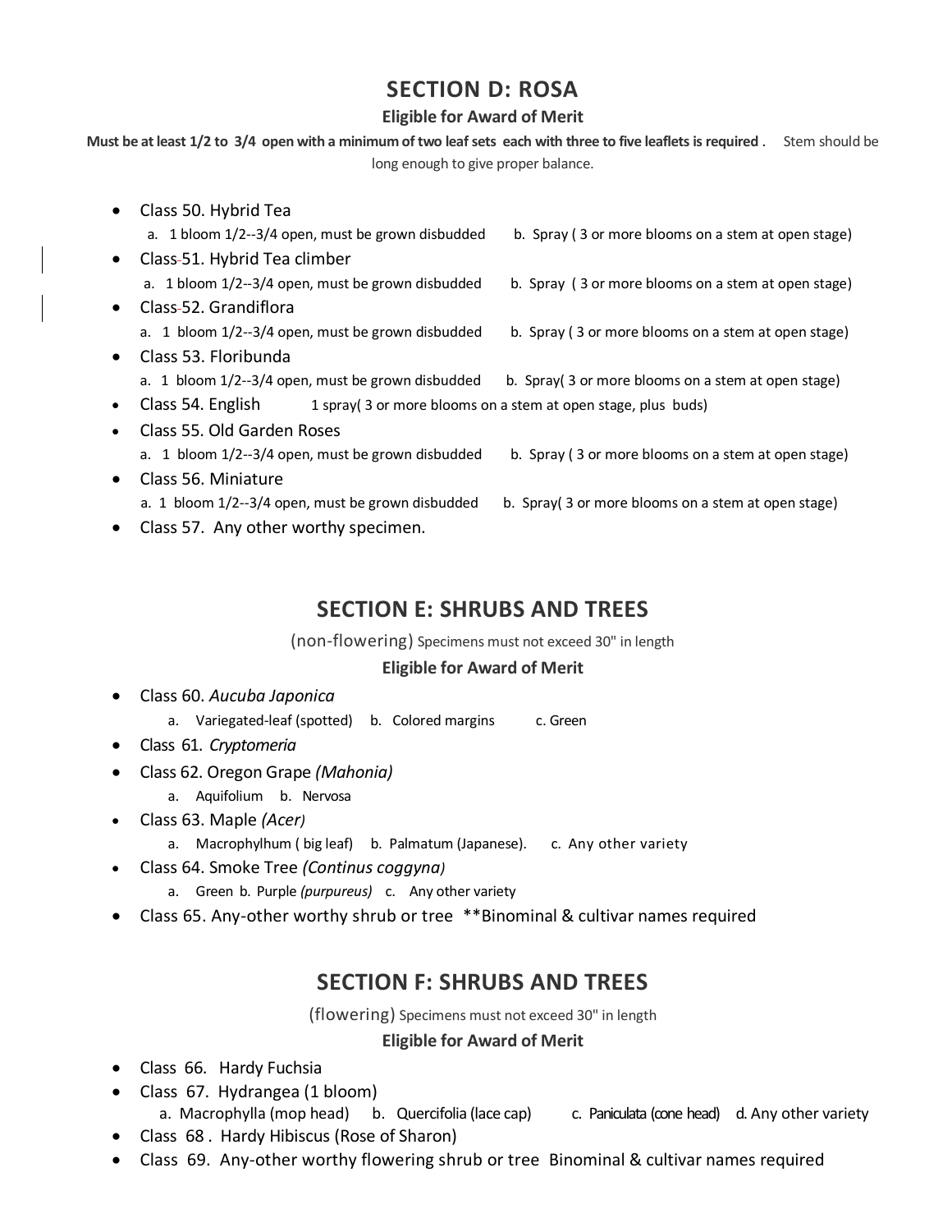## SECTION D: ROSA

### Eligible for Award of Merit

**Must be at least 1/2 to 3/4 open with a minimum of two leaf sets each with three to five leaflets is required**. Stem should be long enough to give proper balance.

- Class 50. Hybrid Tea
  a. 1 bloom 1/2--3/4 open, must be grown disbudded b. Spray ( 3 or more blooms on a stem at open stage)
- Class 51. Hybrid Tea climber
  a. 1 bloom 1/2--3/4 open, must be grown disbudded b. Spray ( 3 or more blooms on a stem at open stage)
- Class 52. Grandiflora
  a. 1 bloom 1/2--3/4 open, must be grown disbudded b. Spray ( 3 or more blooms on a stem at open stage)
- Class 53. Floribunda
  a. 1 bloom 1/2--3/4 open, must be grown disbudded b. Spray( 3 or more blooms on a stem at open stage)
- Class 54. English 1 spray( 3 or more blooms on a stem at open stage, plus buds)
- Class 55. Old Garden Roses
  a. 1 bloom 1/2--3/4 open, must be grown disbudded b. Spray ( 3 or more blooms on a stem at open stage)
- Class 56. Miniature
  a. 1 bloom 1/2--3/4 open, must be grown disbudded b. Spray( 3 or more blooms on a stem at open stage)
- Class 57. Any other worthy specimen.

## SECTION E: SHRUBS AND TREES

(non-flowering) Specimens must not exceed 30" in length

### Eligible for Award of Merit

- Class 60. *Aucuba Japonica*
  a. Variegated-leaf (spotted) b. Colored margins c. Green
- Class 61. *Cryptomeria*
- Class 62. Oregon Grape *(Mahonia)*
  a. Aquifolium b. Nervosa
- Class 63. Maple *(Acer)*
  a. Macrophylhum ( big leaf) b. Palmatum (Japanese). c. Any other variety
- Class 64. Smoke Tree *(Continus coggyna)*
  a. Green b. Purple *(purpureus)* c. Any other variety
- Class 65. Any-other worthy shrub or tree **Binominal & cultivar names required

## SECTION F: SHRUBS AND TREES

(flowering) Specimens must not exceed 30" in length

### Eligible for Award of Merit

- Class 66. Hardy Fuchsia
- Class 67. Hydrangea (1 bloom)
  a. Macrophylla (mop head) b. Quercifolia (lace cap) c. Paniculata (cone head) d. Any other variety
- Class 68 . Hardy Hibiscus (Rose of Sharon)
- Class 69. Any-other worthy flowering shrub or tree Binominal & cultivar names required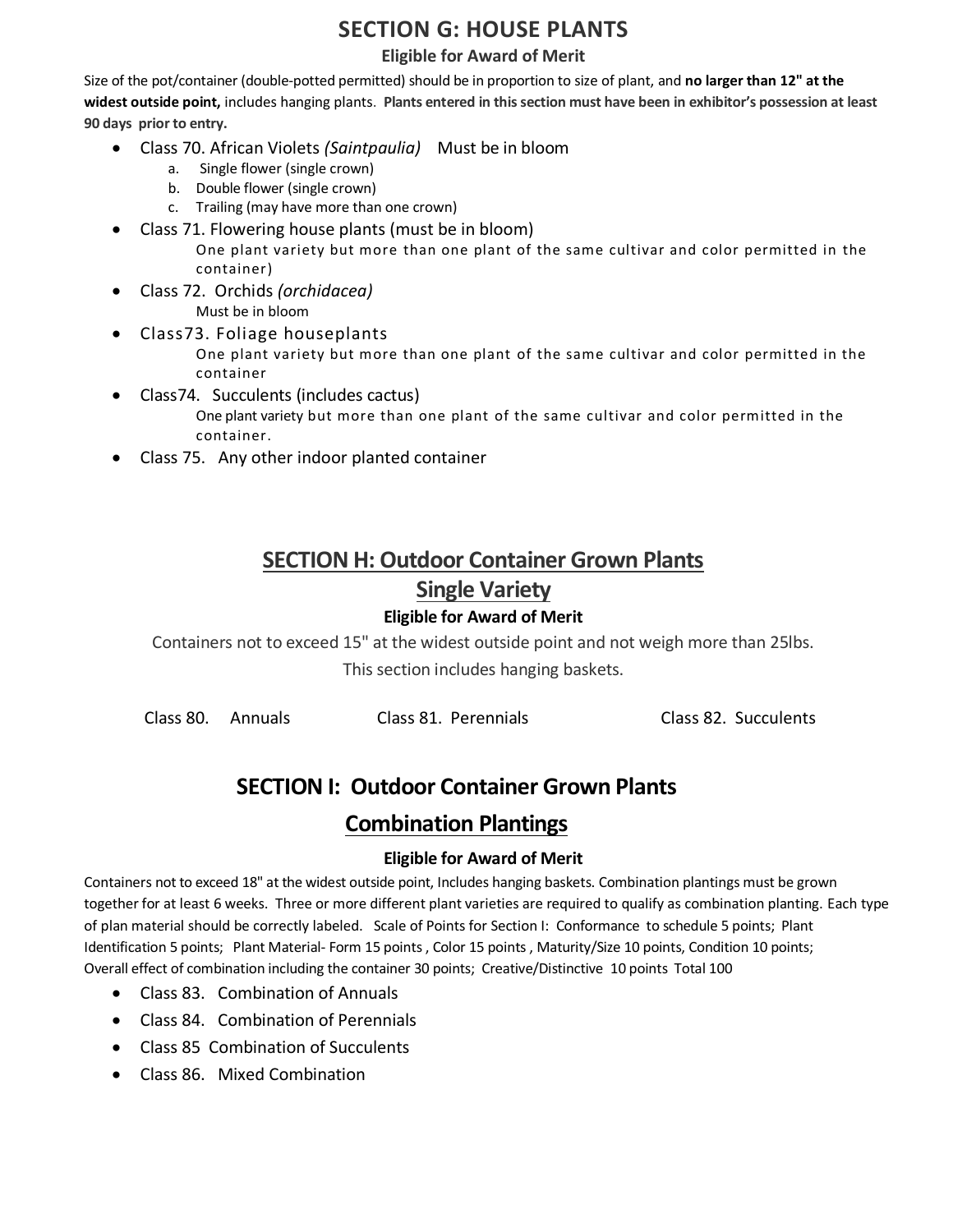## SECTION G: HOUSE PLANTS

**Eligible for Award of Merit**

Size of the pot/container (double-potted permitted) should be in proportion to size of plant, and **no larger than 12" at the widest outside point,** includes hanging plants. **Plants entered in this section must have been in exhibitor's possession at least 90 days prior to entry.**

- Class 70. African Violets *(Saintpaulia)* Must be in bloom
  a. Single flower (single crown)
  b. Double flower (single crown)
  c. Trailing (may have more than one crown)
- Class 71. Flowering house plants (must be in bloom)
  One plant variety but more than one plant of the same cultivar and color permitted in the container)
- Class 72. Orchids *(orchidacea)*
  Must be in bloom
- Class73. Foliage houseplants
  One plant variety but more than one plant of the same cultivar and color permitted in the container
- Class74. Succulents (includes cactus)
  One plant variety but more than one plant of the same cultivar and color permitted in the container.
- Class 75. Any other indoor planted container

## SECTION H: Outdoor Container Grown Plants

## Single Variety

**Eligible for Award of Merit**

Containers not to exceed 15" at the widest outside point and not weigh more than 25lbs.

This section includes hanging baskets.

Class 80. Annuals

Class 81. Perennials

Class 82. Succulents

## SECTION I: Outdoor Container Grown Plants

## Combination Plantings

**Eligible for Award of Merit**

Containers not to exceed 18" at the widest outside point, Includes hanging baskets. Combination plantings must be grown together for at least 6 weeks. Three or more different plant varieties are required to qualify as combination planting. Each type of plan material should be correctly labeled. Scale of Points for Section I: Conformance to schedule 5 points; Plant Identification 5 points; Plant Material- Form 15 points , Color 15 points , Maturity/Size 10 points, Condition 10 points; Overall effect of combination including the container 30 points; Creative/Distinctive 10 points Total 100

- Class 83. Combination of Annuals
- Class 84. Combination of Perennials
- Class 85 Combination of Succulents
- Class 86. Mixed Combination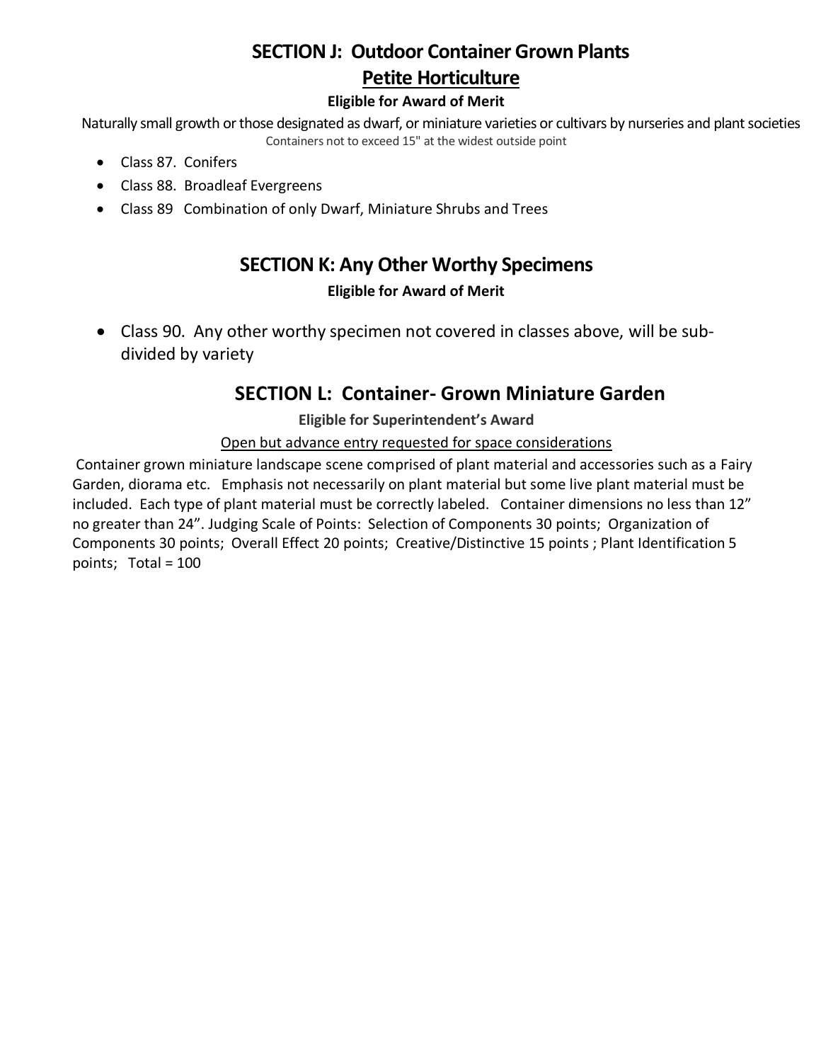## SECTION J: Outdoor Container Grown Plants

## Petite Horticulture

**Eligible for Award of Merit**

Naturally small growth or those designated as dwarf, or miniature varieties or cultivars by nurseries and plant societies

Containers not to exceed 15" at the widest outside point

- Class 87. Conifers
- Class 88. Broadleaf Evergreens
- Class 89 Combination of only Dwarf, Miniature Shrubs and Trees

## SECTION K: Any Other Worthy Specimens

**Eligible for Award of Merit**

- Class 90. Any other worthy specimen not covered in classes above, will be sub-divided by variety

## SECTION L: Container- Grown Miniature Garden

**Eligible for Superintendent's Award**

Open but advance entry requested for space considerations

Container grown miniature landscape scene comprised of plant material and accessories such as a Fairy Garden, diorama etc. Emphasis not necessarily on plant material but some live plant material must be included. Each type of plant material must be correctly labeled. Container dimensions no less than 12" no greater than 24". Judging Scale of Points: Selection of Components 30 points; Organization of Components 30 points; Overall Effect 20 points; Creative/Distinctive 15 points ; Plant Identification 5 points; Total = 100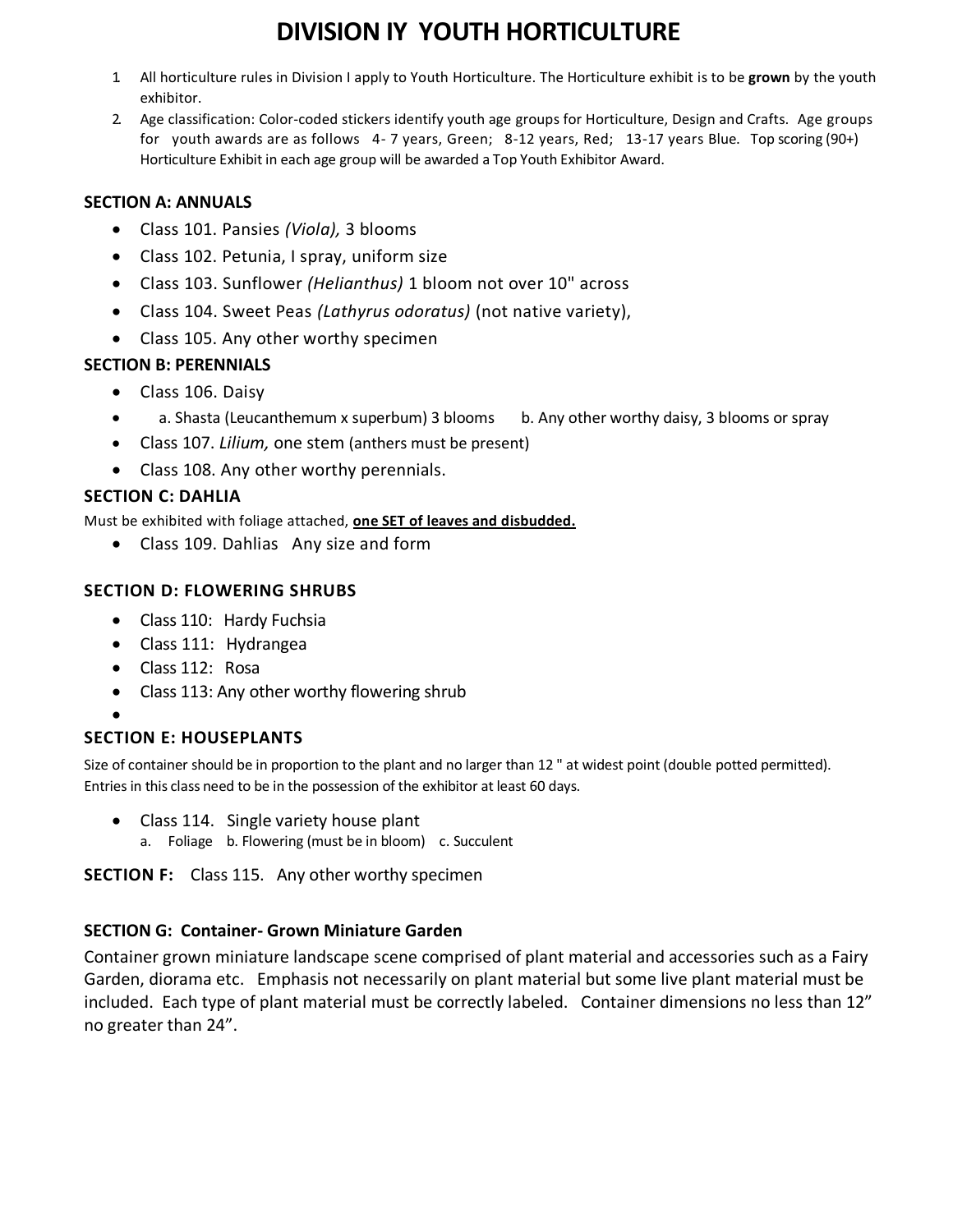# DIVISION IY  YOUTH HORTICULTURE

1. All horticulture rules in Division I apply to Youth Horticulture. The Horticulture exhibit is to be **grown** by the youth exhibitor.
2. Age classification: Color-coded stickers identify youth age groups for Horticulture, Design and Crafts. Age groups for youth awards are as follows 4- 7 years, Green; 8-12 years, Red; 13-17 years Blue. Top scoring (90+) Horticulture Exhibit in each age group will be awarded a Top Youth Exhibitor Award.

### SECTION A: ANNUALS

- Class 101. Pansies *(Viola),* 3 blooms
- Class 102. Petunia, I spray, uniform size
- Class 103. Sunflower *(Helianthus)* 1 bloom not over 10" across
- Class 104. Sweet Peas *(Lathyrus odoratus)* (not native variety),
- Class 105. Any other worthy specimen

### SECTION B: PERENNIALS

- Class 106. Daisy
- a. Shasta (Leucanthemum x superbum) 3 blooms   b. Any other worthy daisy, 3 blooms or spray
- Class 107. *Lilium,* one stem (anthers must be present)
- Class 108. Any other worthy perennials.

### SECTION C: DAHLIA

Must be exhibited with foliage attached, **one SET of leaves and disbudded.**

- Class 109. Dahlias   Any size and form

### SECTION D: FLOWERING SHRUBS

- Class 110:  Hardy Fuchsia
- Class 111:  Hydrangea
- Class 112:  Rosa
- Class 113: Any other worthy flowering shrub

### SECTION E: HOUSEPLANTS

Size of container should be in proportion to the plant and no larger than 12 " at widest point (double potted permitted). Entries in this class need to be in the possession of the exhibitor at least 60 days.

- Class 114.  Single variety house plant
  - a. Foliage  b. Flowering (must be in bloom)  c. Succulent

**SECTION F:**  Class 115.  Any other worthy specimen

### SECTION G: Container- Grown Miniature Garden

Container grown miniature landscape scene comprised of plant material and accessories such as a Fairy Garden, diorama etc. Emphasis not necessarily on plant material but some live plant material must be included. Each type of plant material must be correctly labeled. Container dimensions no less than 12" no greater than 24".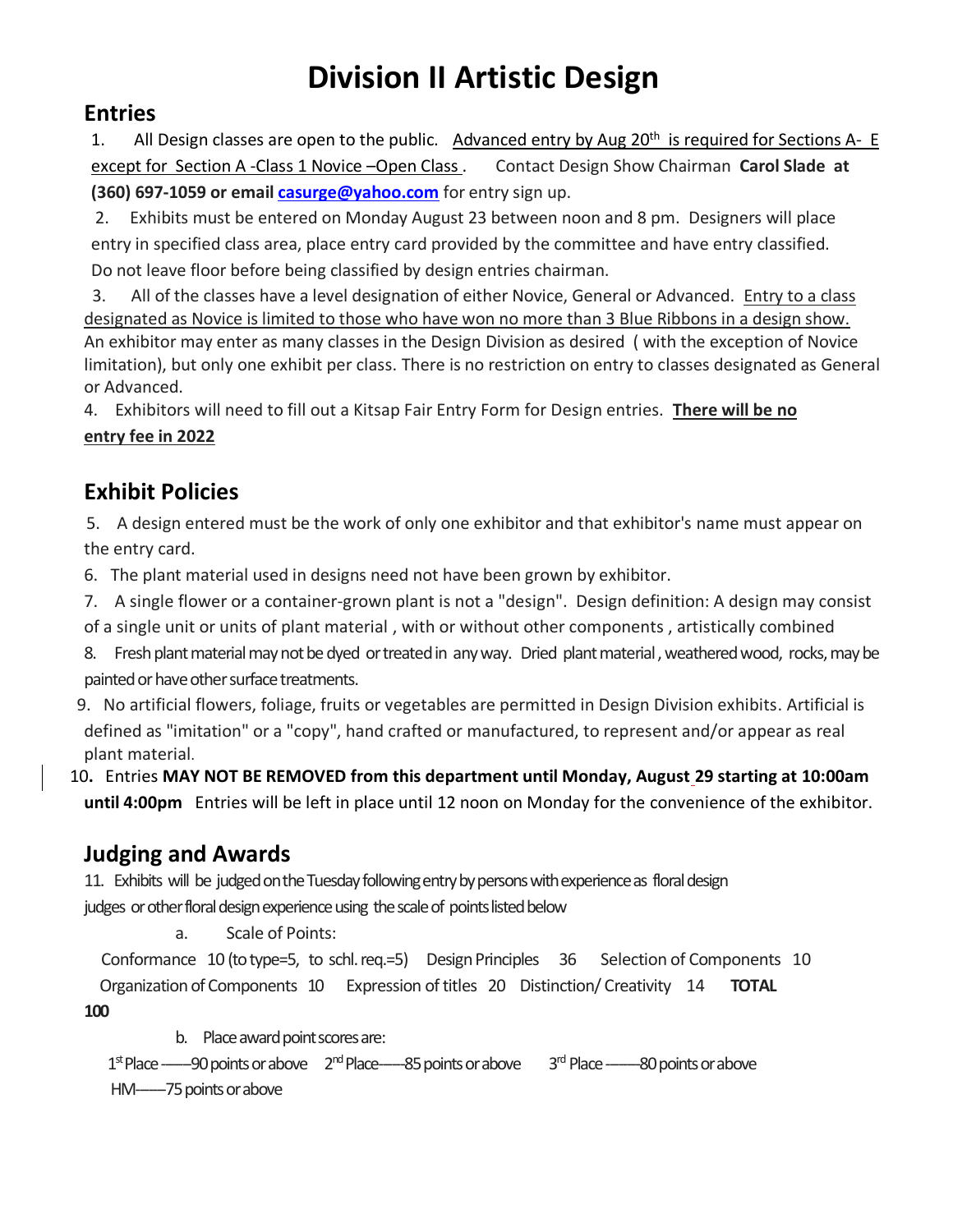# Division II Artistic Design

## Entries

1. All Design classes are open to the public. Advanced entry by Aug 20th is required for Sections A- E except for Section A -Class 1 Novice –Open Class . Contact Design Show Chairman **Carol Slade at (360) 697-1059 or email [casurge@yahoo.com](mailto:casurge@yahoo.com)** for entry sign up.
2. Exhibits must be entered on Monday August 23 between noon and 8 pm. Designers will place entry in specified class area, place entry card provided by the committee and have entry classified. Do not leave floor before being classified by design entries chairman.
3. All of the classes have a level designation of either Novice, General or Advanced. Entry to a class designated as Novice is limited to those who have won no more than 3 Blue Ribbons in a design show. An exhibitor may enter as many classes in the Design Division as desired ( with the exception of Novice limitation), but only one exhibit per class. There is no restriction on entry to classes designated as General or Advanced.
4. Exhibitors will need to fill out a Kitsap Fair Entry Form for Design entries. **There will be no entry fee in 2022**

## Exhibit Policies

5. A design entered must be the work of only one exhibitor and that exhibitor's name must appear on the entry card.
6. The plant material used in designs need not have been grown by exhibitor.
7. A single flower or a container-grown plant is not a "design". Design definition: A design may consist of a single unit or units of plant material , with or without other components , artistically combined
8. Fresh plant material may not be dyed or treated in any way. Dried plant material , weathered wood, rocks, may be painted or have other surface treatments.
9. No artificial flowers, foliage, fruits or vegetables are permitted in Design Division exhibits. Artificial is defined as "imitation" or a "copy", hand crafted or manufactured, to represent and/or appear as real plant material.
10. Entries **MAY NOT BE REMOVED from this department until Monday, August 29 starting at 10:00am until 4:00pm** Entries will be left in place until 12 noon on Monday for the convenience of the exhibitor.

## Judging and Awards

11. Exhibits will be judged on the Tuesday following entry by persons with experience as floral design judges or other floral design experience using the scale of points listed below

    a. Scale of Points:

    Conformance 10 (to type=5, to schl. req.=5) Design Principles 36 Selection of Components 10 Organization of Components 10 Expression of titles 20 Distinction/ Creativity 14 **TOTAL 100**

    b. Place award point scores are:

    1st Place ——90 points or above 2nd Place——85 points or above 3rd Place ——80 points or above HM——75 points or above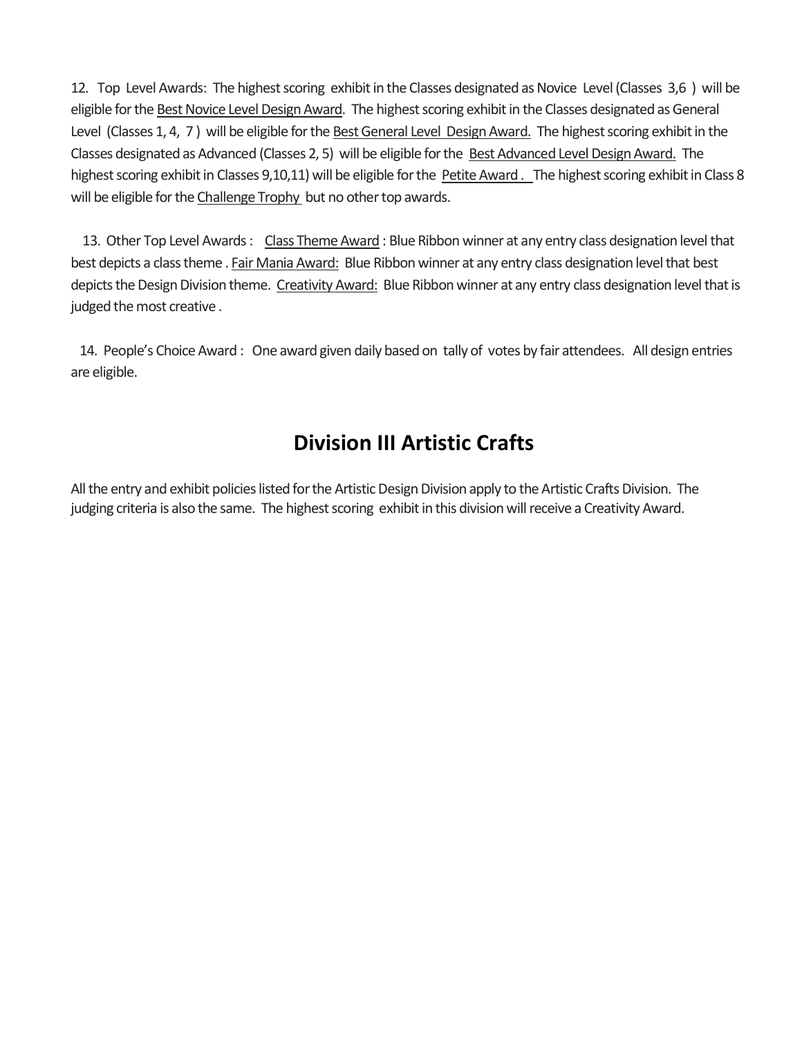12. Top Level Awards: The highest scoring exhibit in the Classes designated as Novice Level (Classes 3,6 ) will be eligible for the <u>Best Novice Level Design Award</u>. The highest scoring exhibit in the Classes designated as General Level (Classes 1, 4, 7 ) will be eligible for the <u>Best General Level Design Award.</u> The highest scoring exhibit in the Classes designated as Advanced (Classes 2, 5) will be eligible for the <u>Best Advanced Level Design Award.</u> The highest scoring exhibit in Classes 9,10,11) will be eligible for the <u>Petite Award .</u> The highest scoring exhibit in Class 8 will be eligible for the <u>Challenge Trophy</u> but no other top awards.

13. Other Top Level Awards : <u>Class Theme Award</u> : Blue Ribbon winner at any entry class designation level that best depicts a class theme . <u>Fair Mania Award:</u> Blue Ribbon winner at any entry class designation level that best depicts the Design Division theme. <u>Creativity Award:</u> Blue Ribbon winner at any entry class designation level that is judged the most creative .

14. People's Choice Award : One award given daily based on tally of votes by fair attendees. All design entries are eligible.

## Division III Artistic Crafts

All the entry and exhibit policies listed for the Artistic Design Division apply to the Artistic Crafts Division. The judging criteria is also the same. The highest scoring exhibit in this division will receive a Creativity Award.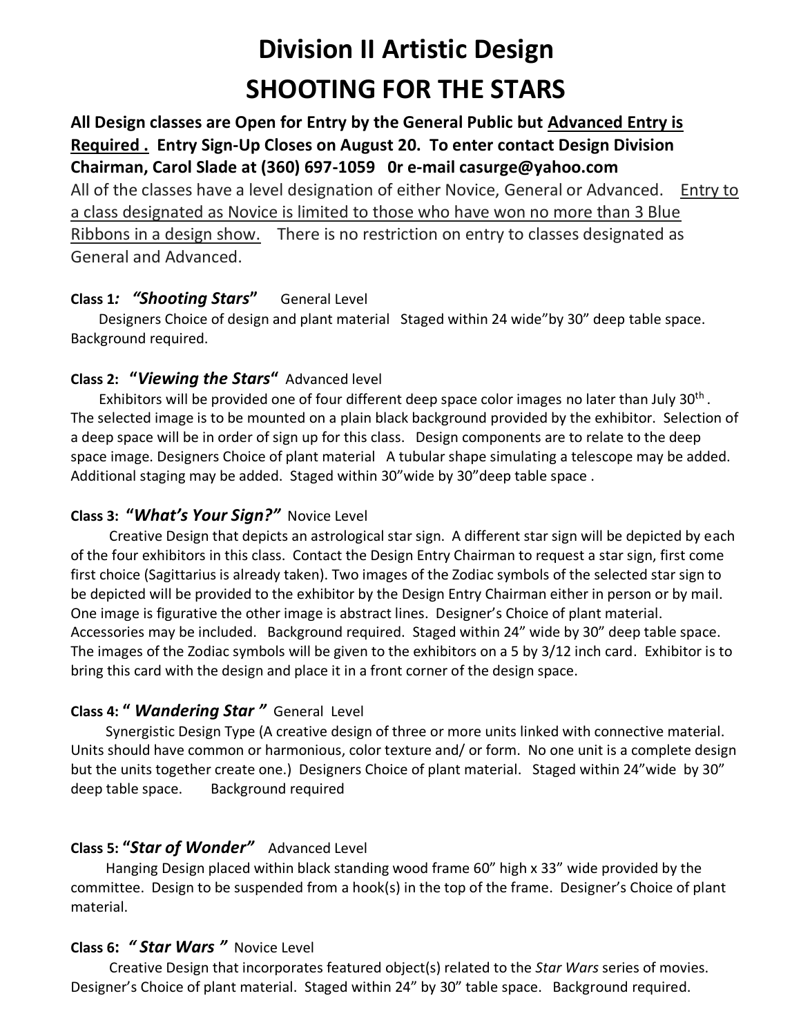# Division II Artistic Design
# SHOOTING FOR THE STARS

**All Design classes are Open for Entry by the General Public but <u>Advanced Entry is Required .</u> Entry Sign-Up Closes on August 20. To enter contact Design Division Chairman, Carol Slade at (360) 697-1059 0r e-mail casurge@yahoo.com**

All of the classes have a level designation of either Novice, General or Advanced. <u>Entry to a class designated as Novice is limited to those who have won no more than 3 Blue Ribbons in a design show.</u> There is no restriction on entry to classes designated as General and Advanced.

**Class 1*: "Shooting Stars*"** General Level

Designers Choice of design and plant material Staged within 24 wide"by 30" deep table space. Background required.

**Class 2: "*Viewing the Stars*"** Advanced level

Exhibitors will be provided one of four different deep space color images no later than July 30th . The selected image is to be mounted on a plain black background provided by the exhibitor. Selection of a deep space will be in order of sign up for this class. Design components are to relate to the deep space image. Designers Choice of plant material A tubular shape simulating a telescope may be added. Additional staging may be added. Staged within 30"wide by 30"deep table space .

**Class 3: "*What's Your Sign?"*** Novice Level

Creative Design that depicts an astrological star sign. A different star sign will be depicted by each of the four exhibitors in this class. Contact the Design Entry Chairman to request a star sign, first come first choice (Sagittarius is already taken). Two images of the Zodiac symbols of the selected star sign to be depicted will be provided to the exhibitor by the Design Entry Chairman either in person or by mail. One image is figurative the other image is abstract lines. Designer's Choice of plant material. Accessories may be included. Background required. Staged within 24" wide by 30" deep table space. The images of the Zodiac symbols will be given to the exhibitors on a 5 by 3/12 inch card. Exhibitor is to bring this card with the design and place it in a front corner of the design space.

**Class 4: " *Wandering Star "*** General Level

Synergistic Design Type (A creative design of three or more units linked with connective material. Units should have common or harmonious, color texture and/ or form. No one unit is a complete design but the units together create one.) Designers Choice of plant material. Staged within 24"wide by 30" deep table space. Background required

**Class 5: "*Star of Wonder"*** Advanced Level

Hanging Design placed within black standing wood frame 60" high x 33" wide provided by the committee. Design to be suspended from a hook(s) in the top of the frame. Designer's Choice of plant material.

**Class 6: *" Star Wars "*** Novice Level

Creative Design that incorporates featured object(s) related to the *Star Wars* series of movies. Designer's Choice of plant material. Staged within 24" by 30" table space. Background required.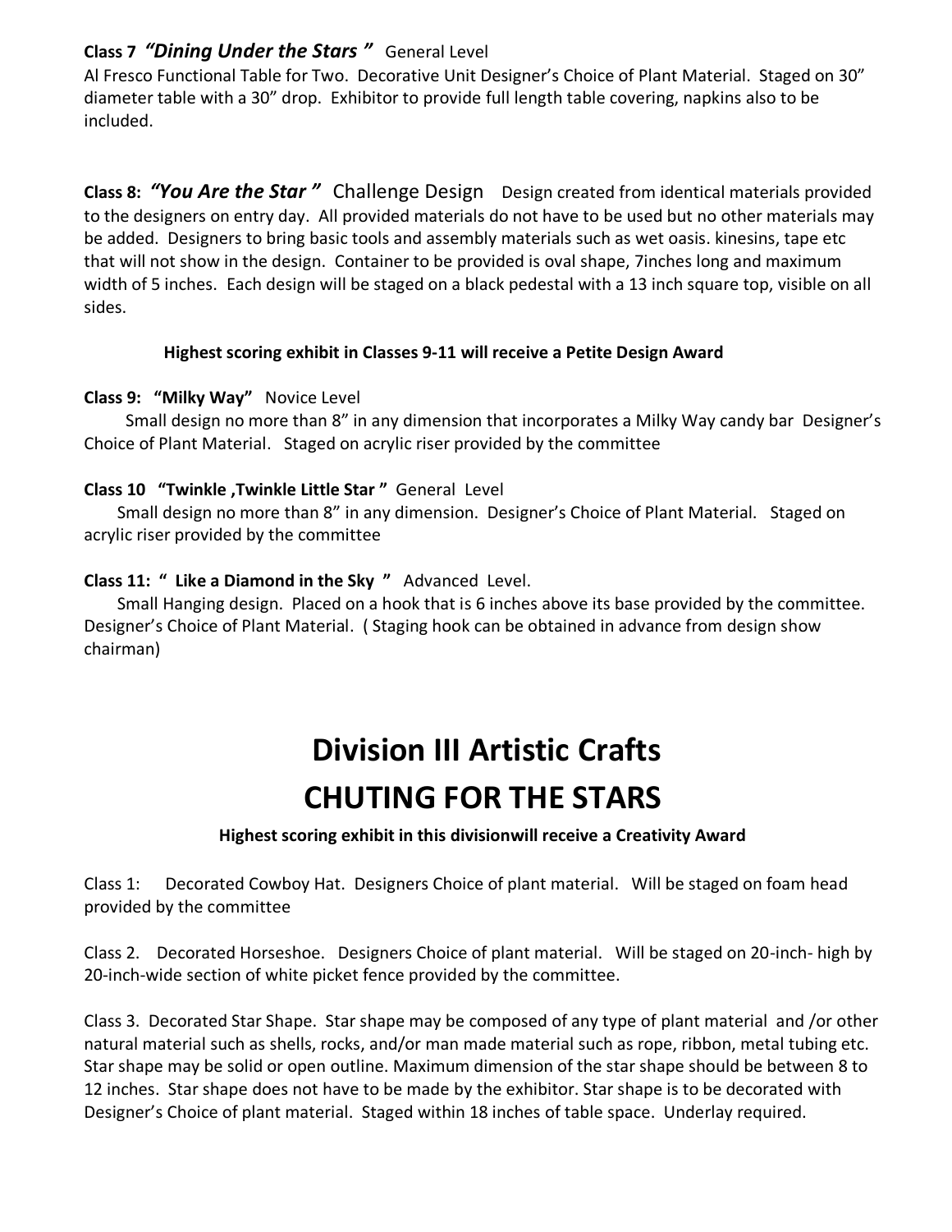**Class 7** ***"Dining Under the Stars "*** General Level
Al Fresco Functional Table for Two. Decorative Unit Designer's Choice of Plant Material. Staged on 30" diameter table with a 30" drop. Exhibitor to provide full length table covering, napkins also to be included.

**Class 8:** ***"You Are the Star "*** Challenge Design Design created from identical materials provided to the designers on entry day. All provided materials do not have to be used but no other materials may be added. Designers to bring basic tools and assembly materials such as wet oasis. kinesins, tape etc that will not show in the design. Container to be provided is oval shape, 7inches long and maximum width of 5 inches. Each design will be staged on a black pedestal with a 13 inch square top, visible on all sides.

**Highest scoring exhibit in Classes 9-11 will receive a Petite Design Award**

**Class 9: "Milky Way"** Novice Level
Small design no more than 8" in any dimension that incorporates a Milky Way candy bar Designer's Choice of Plant Material. Staged on acrylic riser provided by the committee

**Class 10 "Twinkle ,Twinkle Little Star "** General Level
Small design no more than 8" in any dimension. Designer's Choice of Plant Material. Staged on acrylic riser provided by the committee

**Class 11: " Like a Diamond in the Sky "** Advanced Level.
Small Hanging design. Placed on a hook that is 6 inches above its base provided by the committee. Designer's Choice of Plant Material. ( Staging hook can be obtained in advance from design show chairman)

# Division III Artistic Crafts
# CHUTING FOR THE STARS

**Highest scoring exhibit in this divisionwill receive a Creativity Award**

Class 1: Decorated Cowboy Hat. Designers Choice of plant material. Will be staged on foam head provided by the committee

Class 2. Decorated Horseshoe. Designers Choice of plant material. Will be staged on 20-inch- high by 20-inch-wide section of white picket fence provided by the committee.

Class 3. Decorated Star Shape. Star shape may be composed of any type of plant material and /or other natural material such as shells, rocks, and/or man made material such as rope, ribbon, metal tubing etc. Star shape may be solid or open outline. Maximum dimension of the star shape should be between 8 to 12 inches. Star shape does not have to be made by the exhibitor. Star shape is to be decorated with Designer's Choice of plant material. Staged within 18 inches of table space. Underlay required.